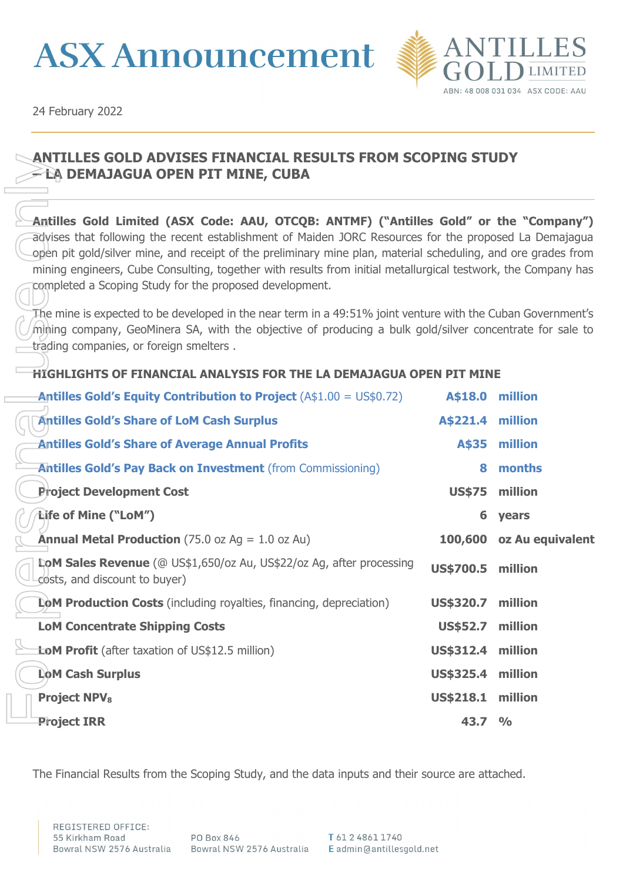# ASX Announcement

24 February 2022

## ANTILLES GOLD ADVISES FINANCIAL RESULTS FROM SCOPING STUDY – LA DEMAJAGUA OPEN PIT MINE, CUBA

**Antilles Gold Limited (ASX Code: AAU, OTCQB: ANTMF) ("Antilles Gold" or the "Company")** advises that following the recent establishment of Maiden JORC Resources for the proposed La Demajagua open pit gold/silver mine, and receipt of the preliminary mine plan, material scheduling, and ore grades from mining engineers, Cube Consulting, together with results from initial metallurgical testwork, the Company has completed a Scoping Study for the proposed development.

The mine is expected to be developed in the near term in a 49:51% joint venture with the Cuban Government's mining company, GeoMinera SA, with the objective of producing a bulk gold/silver concentrate for sale to trading companies, or foreign smelters .

### HIGHLIGHTS OF FINANCIAL ANALYSIS FOR THE LA DEMAJAGUA OPEN PIT MINE

| Item | Value | Unit |
|---|---|---|
| **Antilles Gold's Equity Contribution to Project** (A\$1.00 = US\$0.72) | **A\$18.0** | **million** |
| **Antilles Gold's Share of LoM Cash Surplus** | **A\$221.4** | **million** |
| **Antilles Gold's Share of Average Annual Profits** | **A\$35** | **million** |
| **Antilles Gold's Pay Back on Investment** (from Commissioning) | **8** | **months** |
| **Project Development Cost** | **US\$75** | **million** |
| **Life of Mine ("LoM")** | **6** | **years** |
| **Annual Metal Production** (75.0 oz Ag = 1.0 oz Au) | **100,600** | **oz Au equivalent** |
| **LoM Sales Revenue** (@ US\$1,650/oz Au, US\$22/oz Ag, after processing costs, and discount to buyer) | **US\$700.5** | **million** |
| **LoM Production Costs** (including royalties, financing, depreciation) | **US\$320.7** | **million** |
| **LoM Concentrate Shipping Costs** | **US\$52.7** | **million** |
| **LoM Profit** (after taxation of US\$12.5 million) | **US\$312.4** | **million** |
| **LoM Cash Surplus** | **US\$325.4** | **million** |
| **Project NPV$_8$** | **US\$218.1** | **million** |
| **Project IRR** | **43.7** | **%** |

The Financial Results from the Scoping Study, and the data inputs and their source are attached.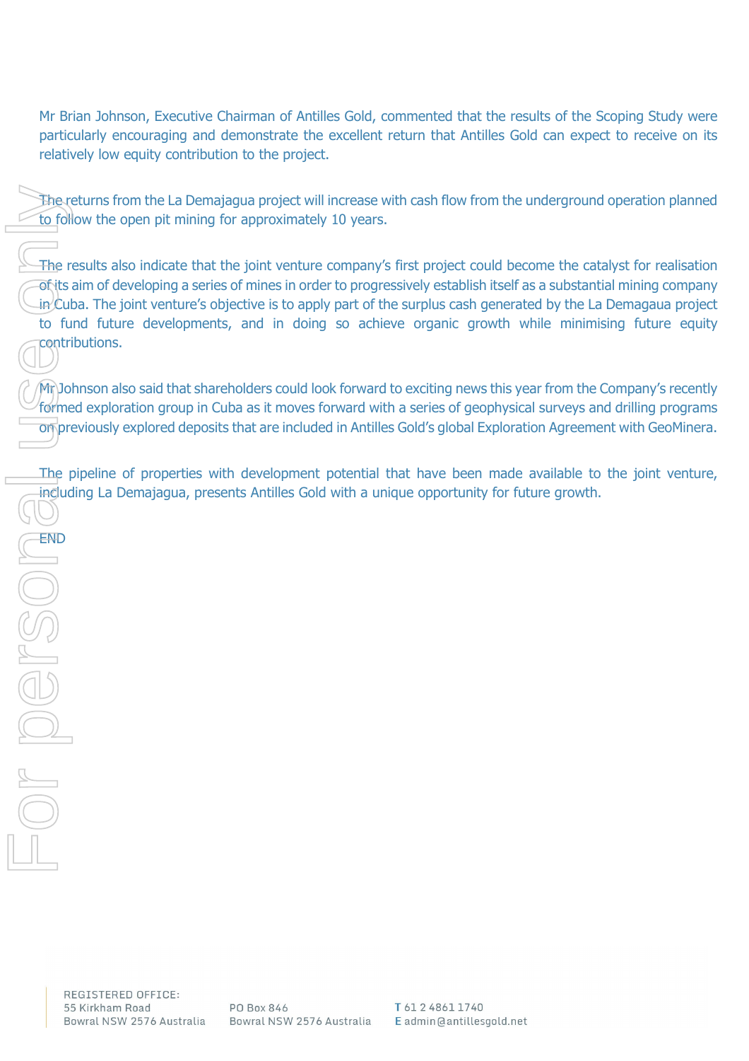Mr Brian Johnson, Executive Chairman of Antilles Gold, commented that the results of the Scoping Study were particularly encouraging and demonstrate the excellent return that Antilles Gold can expect to receive on its relatively low equity contribution to the project.

The returns from the La Demajagua project will increase with cash flow from the underground operation planned to follow the open pit mining for approximately 10 years.

The results also indicate that the joint venture company's first project could become the catalyst for realisation of its aim of developing a series of mines in order to progressively establish itself as a substantial mining company in Cuba. The joint venture's objective is to apply part of the surplus cash generated by the La Demagaua project to fund future developments, and in doing so achieve organic growth while minimising future equity contributions.

Mr Johnson also said that shareholders could look forward to exciting news this year from the Company's recently formed exploration group in Cuba as it moves forward with a series of geophysical surveys and drilling programs on previously explored deposits that are included in Antilles Gold's global Exploration Agreement with GeoMinera.

The pipeline of properties with development potential that have been made available to the joint venture, including La Demajagua, presents Antilles Gold with a unique opportunity for future growth.

END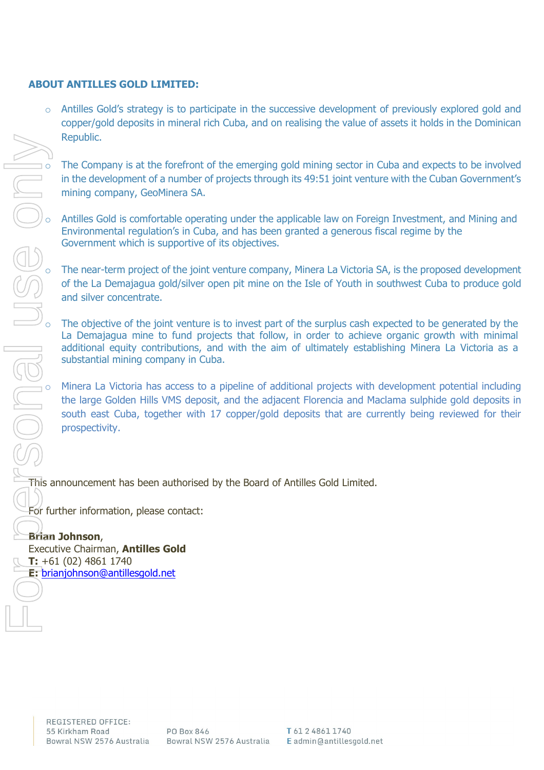## ABOUT ANTILLES GOLD LIMITED:

- Antilles Gold's strategy is to participate in the successive development of previously explored gold and copper/gold deposits in mineral rich Cuba, and on realising the value of assets it holds in the Dominican Republic.

- The Company is at the forefront of the emerging gold mining sector in Cuba and expects to be involved in the development of a number of projects through its 49:51 joint venture with the Cuban Government's mining company, GeoMinera SA.

- Antilles Gold is comfortable operating under the applicable law on Foreign Investment, and Mining and Environmental regulation's in Cuba, and has been granted a generous fiscal regime by the Government which is supportive of its objectives.

- The near-term project of the joint venture company, Minera La Victoria SA, is the proposed development of the La Demajagua gold/silver open pit mine on the Isle of Youth in southwest Cuba to produce gold and silver concentrate.

- The objective of the joint venture is to invest part of the surplus cash expected to be generated by the La Demajagua mine to fund projects that follow, in order to achieve organic growth with minimal additional equity contributions, and with the aim of ultimately establishing Minera La Victoria as a substantial mining company in Cuba.

- Minera La Victoria has access to a pipeline of additional projects with development potential including the large Golden Hills VMS deposit, and the adjacent Florencia and Maclama sulphide gold deposits in south east Cuba, together with 17 copper/gold deposits that are currently being reviewed for their prospectivity.

This announcement has been authorised by the Board of Antilles Gold Limited.

For further information, please contact:

**Brian Johnson**,
Executive Chairman, **Antilles Gold**
**T:** +61 (02) 4861 1740
**E:** brianjohnson@antillesgold.net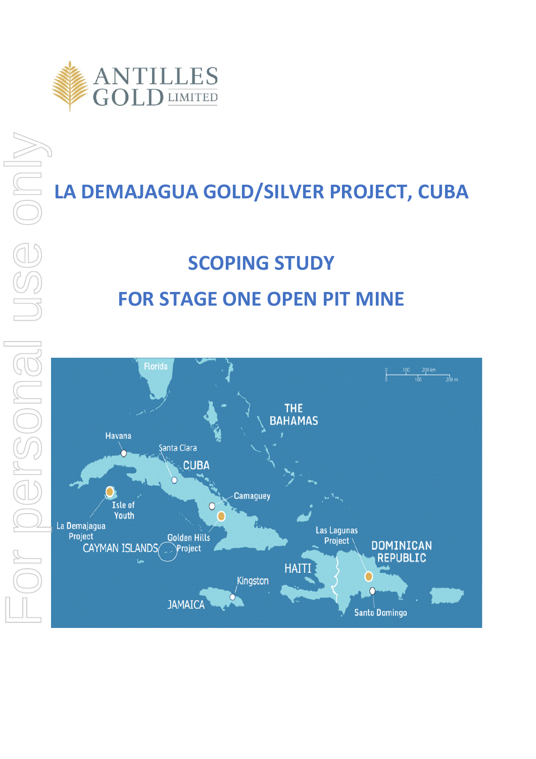# ANTILLES GOLD LIMITED

# LA DEMAJAGUA GOLD/SILVER PROJECT, CUBA

## SCOPING STUDY

## FOR STAGE ONE OPEN PIT MINE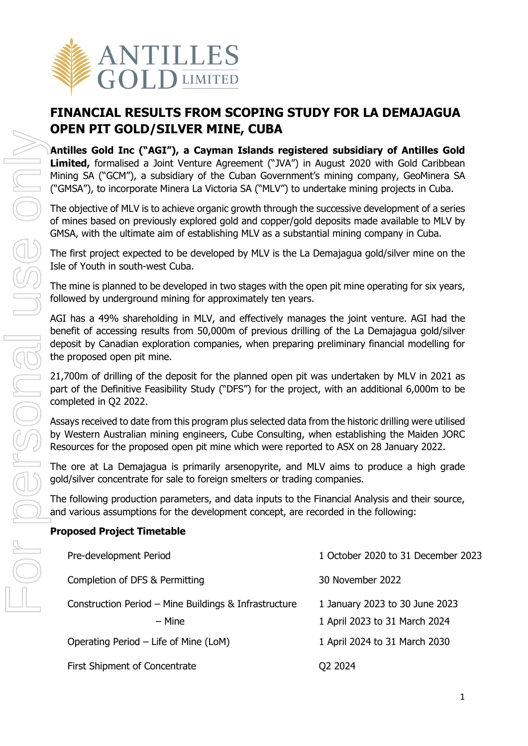# FINANCIAL RESULTS FROM SCOPING STUDY FOR LA DEMAJAGUA OPEN PIT GOLD/SILVER MINE, CUBA

**Antilles Gold Inc ("AGI"), a Cayman Islands registered subsidiary of Antilles Gold Limited,** formalised a Joint Venture Agreement ("JVA") in August 2020 with Gold Caribbean Mining SA ("GCM"), a subsidiary of the Cuban Government's mining company, GeoMinera SA ("GMSA"), to incorporate Minera La Victoria SA ("MLV") to undertake mining projects in Cuba.

The objective of MLV is to achieve organic growth through the successive development of a series of mines based on previously explored gold and copper/gold deposits made available to MLV by GMSA, with the ultimate aim of establishing MLV as a substantial mining company in Cuba.

The first project expected to be developed by MLV is the La Demajagua gold/silver mine on the Isle of Youth in south-west Cuba.

The mine is planned to be developed in two stages with the open pit mine operating for six years, followed by underground mining for approximately ten years.

AGI has a 49% shareholding in MLV, and effectively manages the joint venture. AGI had the benefit of accessing results from 50,000m of previous drilling of the La Demajagua gold/silver deposit by Canadian exploration companies, when preparing preliminary financial modelling for the proposed open pit mine.

21,700m of drilling of the deposit for the planned open pit was undertaken by MLV in 2021 as part of the Definitive Feasibility Study ("DFS") for the project, with an additional 6,000m to be completed in Q2 2022.

Assays received to date from this program plus selected data from the historic drilling were utilised by Western Australian mining engineers, Cube Consulting, when establishing the Maiden JORC Resources for the proposed open pit mine which were reported to ASX on 28 January 2022.

The ore at La Demajagua is primarily arsenopyrite, and MLV aims to produce a high grade gold/silver concentrate for sale to foreign smelters or trading companies.

The following production parameters, and data inputs to the Financial Analysis and their source, and various assumptions for the development concept, are recorded in the following:

**Proposed Project Timetable**

| | |
|---|---|
| Pre-development Period | 1 October 2020 to 31 December 2023 |
| Completion of DFS & Permitting | 30 November 2022 |
| Construction Period – Mine Buildings & Infrastructure | 1 January 2023 to 30 June 2023 |
| – Mine | 1 April 2023 to 31 March 2024 |
| Operating Period – Life of Mine (LoM) | 1 April 2024 to 31 March 2030 |
| First Shipment of Concentrate | Q2 2024 |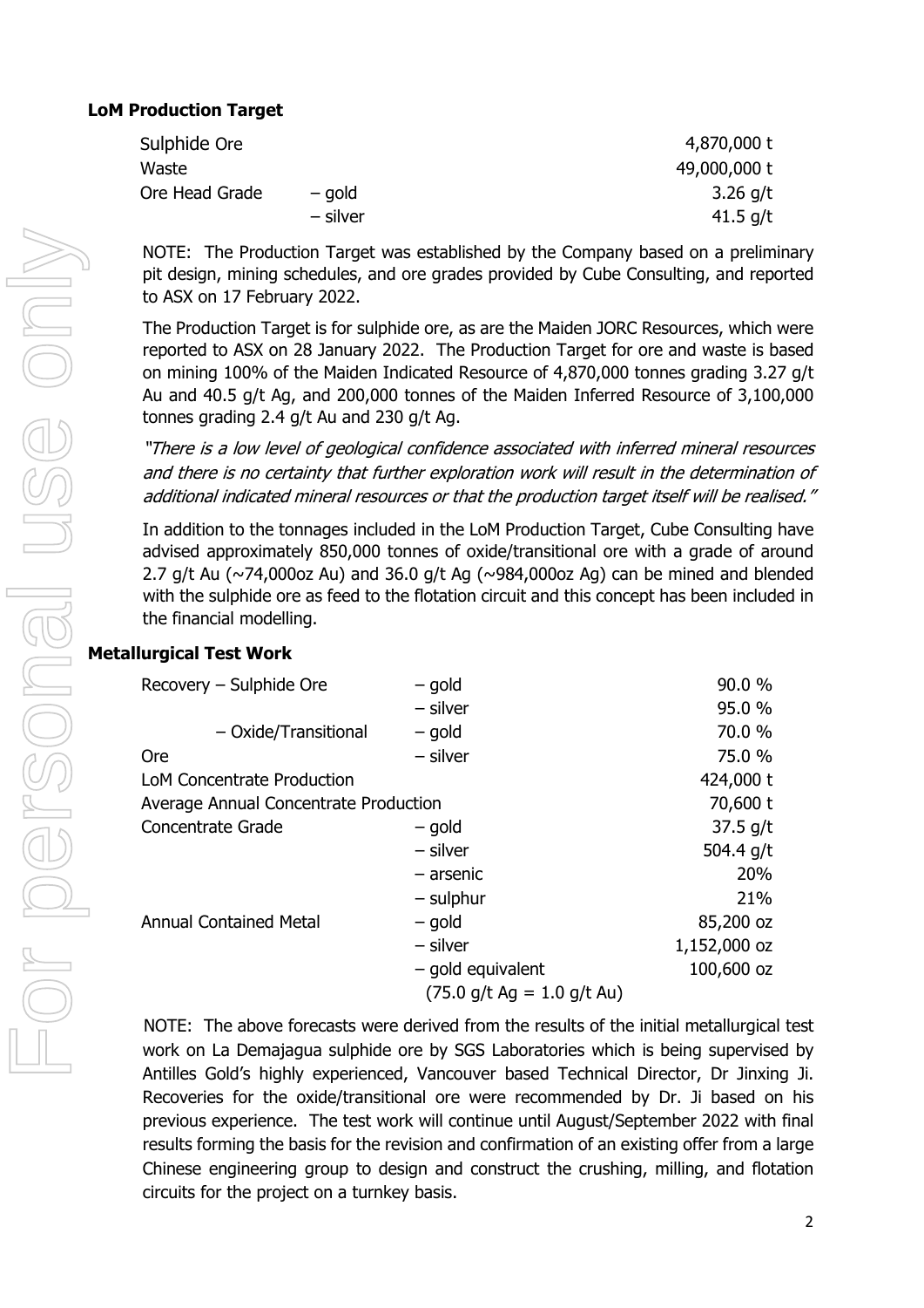**LoM Production Target**

| | | |
|---|---|---|
| Sulphide Ore | | 4,870,000 t |
| Waste | | 49,000,000 t |
| Ore Head Grade | – gold | 3.26 g/t |
| | – silver | 41.5 g/t |

NOTE: The Production Target was established by the Company based on a preliminary pit design, mining schedules, and ore grades provided by Cube Consulting, and reported to ASX on 17 February 2022.

The Production Target is for sulphide ore, as are the Maiden JORC Resources, which were reported to ASX on 28 January 2022. The Production Target for ore and waste is based on mining 100% of the Maiden Indicated Resource of 4,870,000 tonnes grading 3.27 g/t Au and 40.5 g/t Ag, and 200,000 tonnes of the Maiden Inferred Resource of 3,100,000 tonnes grading 2.4 g/t Au and 230 g/t Ag.

*"There is a low level of geological confidence associated with inferred mineral resources and there is no certainty that further exploration work will result in the determination of additional indicated mineral resources or that the production target itself will be realised."*

In addition to the tonnages included in the LoM Production Target, Cube Consulting have advised approximately 850,000 tonnes of oxide/transitional ore with a grade of around 2.7 g/t Au (~74,000oz Au) and 36.0 g/t Ag (~984,000oz Ag) can be mined and blended with the sulphide ore as feed to the flotation circuit and this concept has been included in the financial modelling.

**Metallurgical Test Work**

| | | |
|---|---|---|
| Recovery – Sulphide Ore | – gold | 90.0 % |
| | – silver | 95.0 % |
| – Oxide/Transitional Ore | – gold | 70.0 % |
| | – silver | 75.0 % |
| LoM Concentrate Production | | 424,000 t |
| Average Annual Concentrate Production | | 70,600 t |
| Concentrate Grade | – gold | 37.5 g/t |
| | – silver | 504.4 g/t |
| | – arsenic | 20% |
| | – sulphur | 21% |
| Annual Contained Metal | – gold | 85,200 oz |
| | – silver | 1,152,000 oz |
| | – gold equivalent (75.0 g/t Ag = 1.0 g/t Au) | 100,600 oz |

NOTE: The above forecasts were derived from the results of the initial metallurgical test work on La Demajagua sulphide ore by SGS Laboratories which is being supervised by Antilles Gold's highly experienced, Vancouver based Technical Director, Dr Jinxing Ji. Recoveries for the oxide/transitional ore were recommended by Dr. Ji based on his previous experience. The test work will continue until August/September 2022 with final results forming the basis for the revision and confirmation of an existing offer from a large Chinese engineering group to design and construct the crushing, milling, and flotation circuits for the project on a turnkey basis.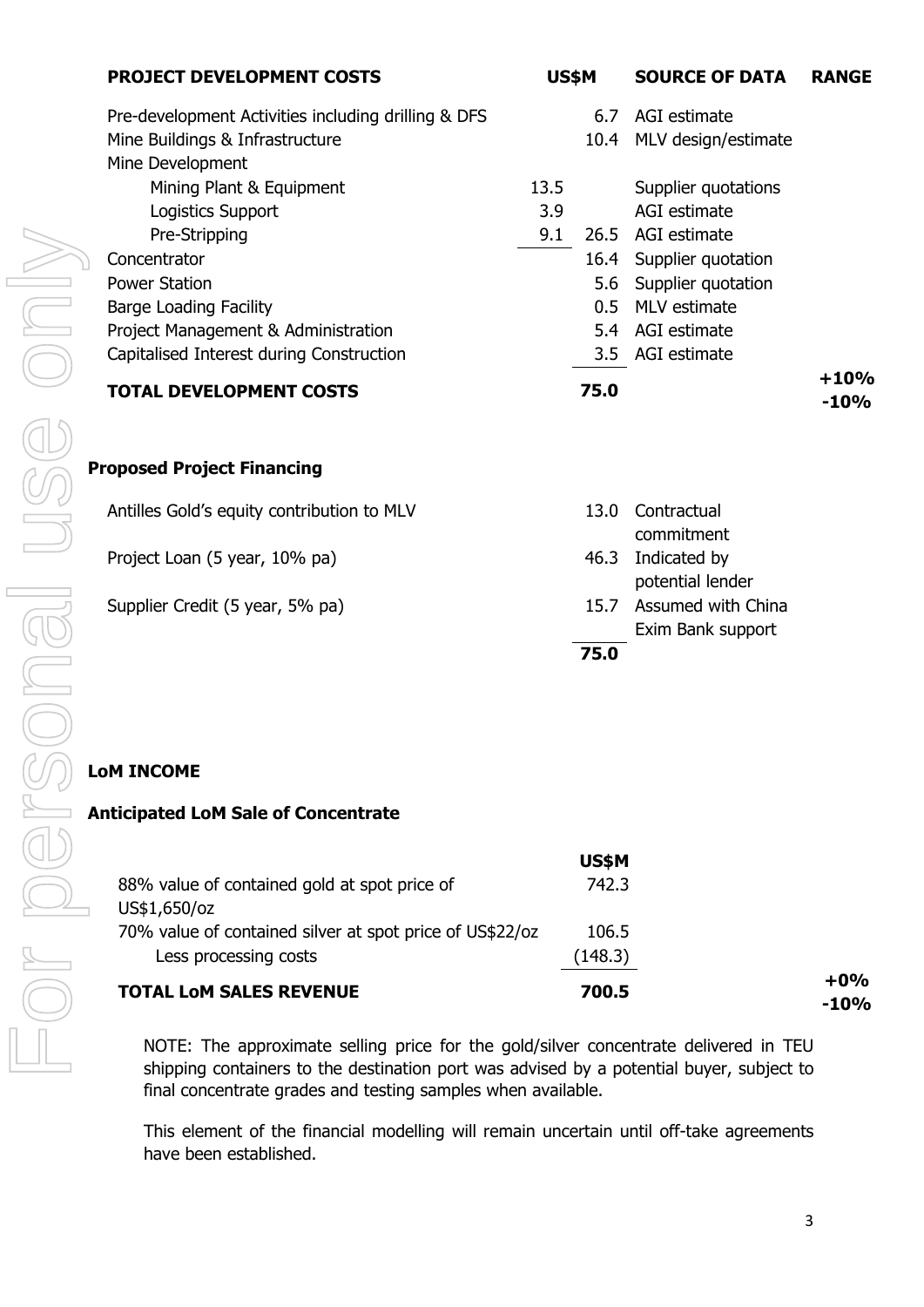| PROJECT DEVELOPMENT COSTS | | US$M | SOURCE OF DATA | RANGE |
|---|---|---|---|---|
| Pre-development Activities including drilling & DFS | | 6.7 | AGI estimate | |
| Mine Buildings & Infrastructure | | 10.4 | MLV design/estimate | |
| Mine Development | | | | |
| Mining Plant & Equipment | 13.5 | | Supplier quotations | |
| Logistics Support | 3.9 | | AGI estimate | |
| Pre-Stripping | 9.1 | 26.5 | AGI estimate | |
| Concentrator | | 16.4 | Supplier quotation | |
| Power Station | | 5.6 | Supplier quotation | |
| Barge Loading Facility | | 0.5 | MLV estimate | |
| Project Management & Administration | | 5.4 | AGI estimate | |
| Capitalised Interest during Construction | | 3.5 | AGI estimate | |
| **TOTAL DEVELOPMENT COSTS** | | **75.0** | | **+10% -10%** |

**Proposed Project Financing**

| | US$M | Source |
|---|---|---|
| Antilles Gold's equity contribution to MLV | 13.0 | Contractual commitment |
| Project Loan (5 year, 10% pa) | 46.3 | Indicated by potential lender |
| Supplier Credit (5 year, 5% pa) | 15.7 | Assumed with China Exim Bank support |
| | **75.0** | |

**LoM INCOME**

**Anticipated LoM Sale of Concentrate**

| | US$M | |
|---|---|---|
| 88% value of contained gold at spot price of US$1,650/oz | 742.3 | |
| 70% value of contained silver at spot price of US$22/oz | 106.5 | |
| Less processing costs | (148.3) | |
| **TOTAL LoM SALES REVENUE** | **700.5** | **+0% -10%** |

NOTE: The approximate selling price for the gold/silver concentrate delivered in TEU shipping containers to the destination port was advised by a potential buyer, subject to final concentrate grades and testing samples when available.

This element of the financial modelling will remain uncertain until off-take agreements have been established.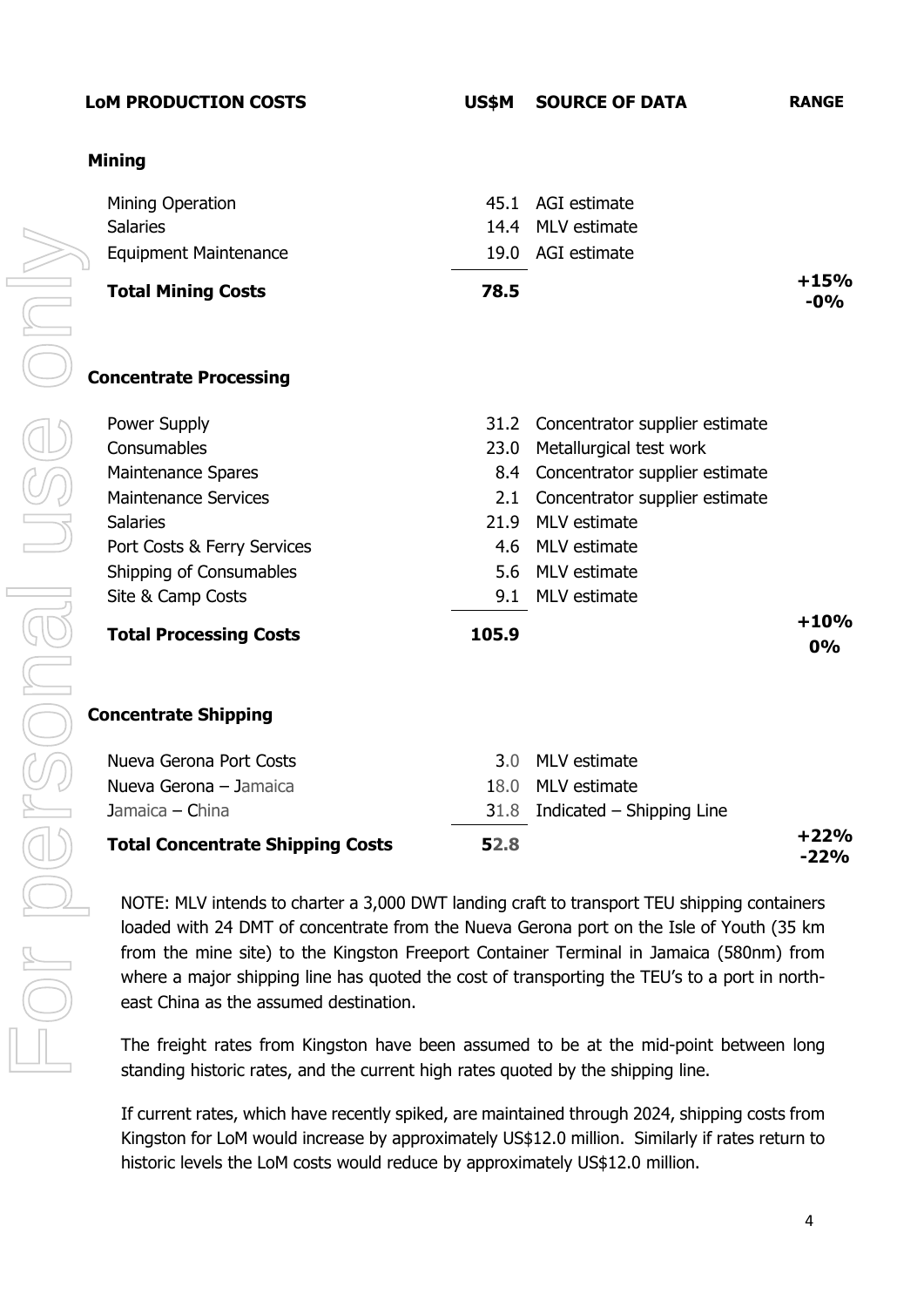| LoM PRODUCTION COSTS | US$M | SOURCE OF DATA | RANGE |
|---|---|---|---|
| **Mining** | | | |
| Mining Operation | 45.1 | AGI estimate | |
| Salaries | 14.4 | MLV estimate | |
| Equipment Maintenance | 19.0 | AGI estimate | |
| **Total Mining Costs** | **78.5** | | **+15% -0%** |
| **Concentrate Processing** | | | |
| Power Supply | 31.2 | Concentrator supplier estimate | |
| Consumables | 23.0 | Metallurgical test work | |
| Maintenance Spares | 8.4 | Concentrator supplier estimate | |
| Maintenance Services | 2.1 | Concentrator supplier estimate | |
| Salaries | 21.9 | MLV estimate | |
| Port Costs & Ferry Services | 4.6 | MLV estimate | |
| Shipping of Consumables | 5.6 | MLV estimate | |
| Site & Camp Costs | 9.1 | MLV estimate | |
| **Total Processing Costs** | **105.9** | | **+10% 0%** |
| **Concentrate Shipping** | | | |
| Nueva Gerona Port Costs | 3.0 | MLV estimate | |
| Nueva Gerona – Jamaica | 18.0 | MLV estimate | |
| Jamaica – China | 31.8 | Indicated – Shipping Line | |
| **Total Concentrate Shipping Costs** | **52.8** | | **+22% -22%** |

NOTE: MLV intends to charter a 3,000 DWT landing craft to transport TEU shipping containers loaded with 24 DMT of concentrate from the Nueva Gerona port on the Isle of Youth (35 km from the mine site) to the Kingston Freeport Container Terminal in Jamaica (580nm) from where a major shipping line has quoted the cost of transporting the TEU's to a port in north-east China as the assumed destination.

The freight rates from Kingston have been assumed to be at the mid-point between long standing historic rates, and the current high rates quoted by the shipping line.

If current rates, which have recently spiked, are maintained through 2024, shipping costs from Kingston for LoM would increase by approximately US$12.0 million. Similarly if rates return to historic levels the LoM costs would reduce by approximately US$12.0 million.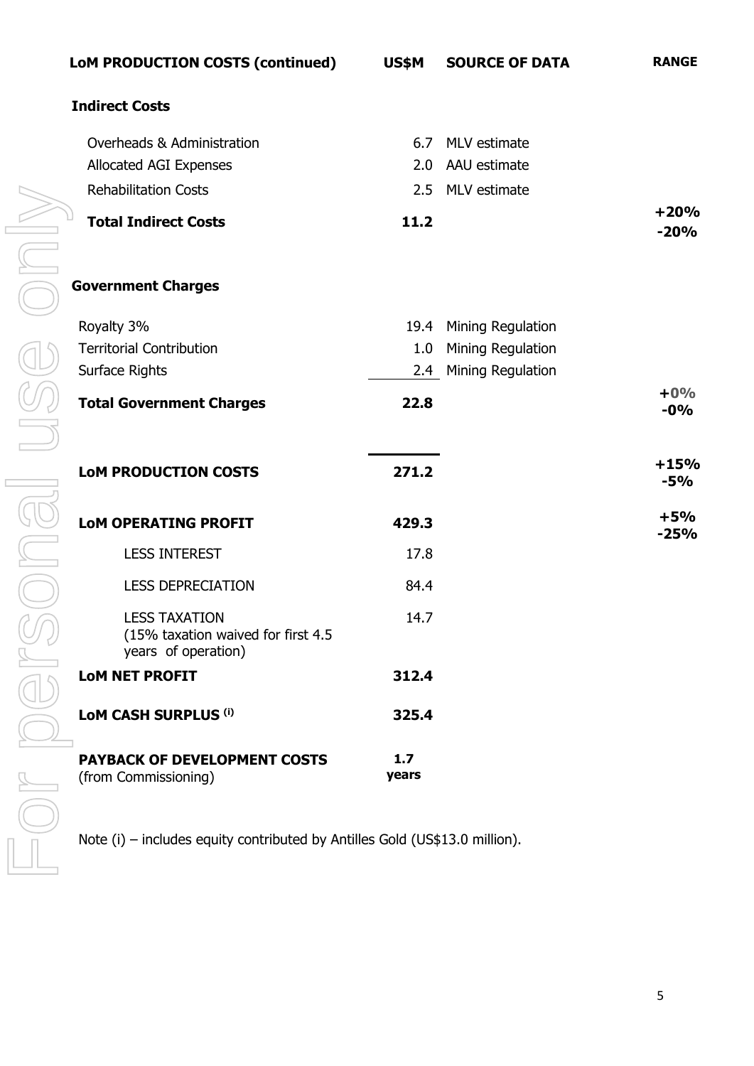| LoM PRODUCTION COSTS (continued) | US$M | SOURCE OF DATA | RANGE |
|---|---|---|---|
| **Indirect Costs** | | | |
| Overheads & Administration | 6.7 | MLV estimate | |
| Allocated AGI Expenses | 2.0 | AAU estimate | |
| Rehabilitation Costs | 2.5 | MLV estimate | |
| **Total Indirect Costs** | **11.2** | | **+20% -20%** |
| **Government Charges** | | | |
| Royalty 3% | 19.4 | Mining Regulation | |
| Territorial Contribution | 1.0 | Mining Regulation | |
| Surface Rights | 2.4 | Mining Regulation | |
| **Total Government Charges** | **22.8** | | **+0% -0%** |
| **LoM PRODUCTION COSTS** | **271.2** | | **+15% -5%** |
| **LoM OPERATING PROFIT** | **429.3** | | **+5% -25%** |
| LESS INTEREST | 17.8 | | |
| LESS DEPRECIATION | 84.4 | | |
| LESS TAXATION (15% taxation waived for first 4.5 years of operation) | 14.7 | | |
| **LoM NET PROFIT** | **312.4** | | |
| **LoM CASH SURPLUS [(i)]** | **325.4** | | |
| **PAYBACK OF DEVELOPMENT COSTS** (from Commissioning) | **1.7 years** | | |

Note (i) – includes equity contributed by Antilles Gold (US$13.0 million).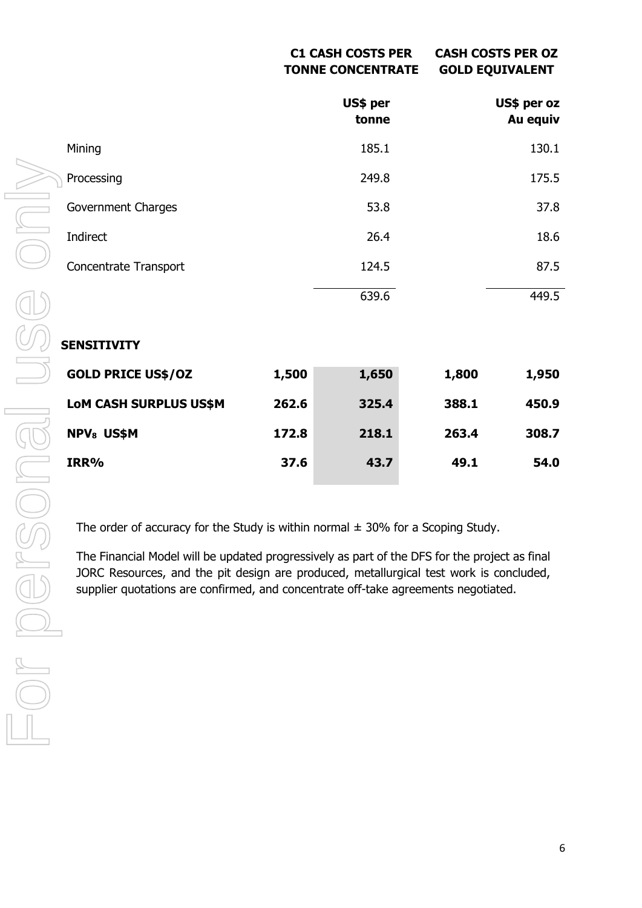| | C1 CASH COSTS PER TONNE CONCENTRATE | CASH COSTS PER OZ GOLD EQUIVALENT |
|---|---|---|
| | US$ per tonne | US$ per oz Au equiv |
| Mining | 185.1 | 130.1 |
| Processing | 249.8 | 175.5 |
| Government Charges | 53.8 | 37.8 |
| Indirect | 26.4 | 18.6 |
| Concentrate Transport | 124.5 | 87.5 |
| | 639.6 | 449.5 |

**SENSITIVITY**

| | | | | |
|---|---|---|---|---|
| **GOLD PRICE US$/OZ** | **1,500** | **1,650** | **1,800** | **1,950** |
| **LoM CASH SURPLUS US$M** | **262.6** | **325.4** | **388.1** | **450.9** |
| **$NPV_8$ US$M** | **172.8** | **218.1** | **263.4** | **308.7** |
| **IRR%** | **37.6** | **43.7** | **49.1** | **54.0** |

The order of accuracy for the Study is within normal ± 30% for a Scoping Study.

The Financial Model will be updated progressively as part of the DFS for the project as final JORC Resources, and the pit design are produced, metallurgical test work is concluded, supplier quotations are confirmed, and concentrate off-take agreements negotiated.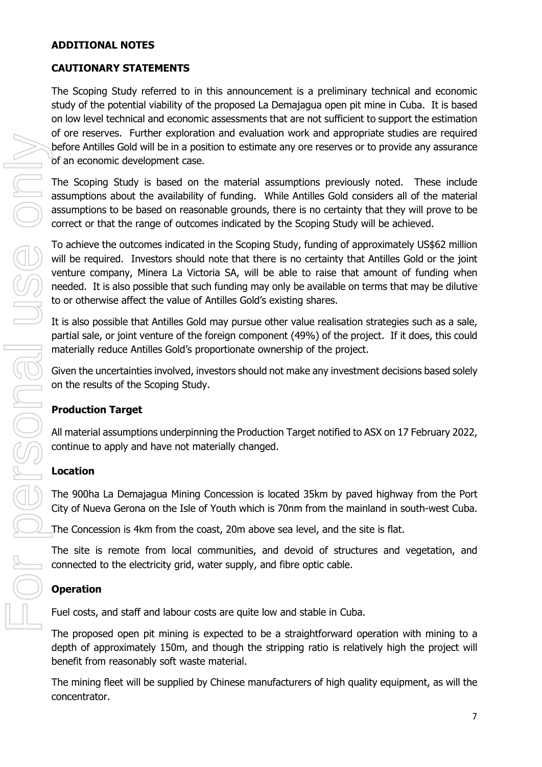## ADDITIONAL NOTES

### CAUTIONARY STATEMENTS

The Scoping Study referred to in this announcement is a preliminary technical and economic study of the potential viability of the proposed La Demajagua open pit mine in Cuba. It is based on low level technical and economic assessments that are not sufficient to support the estimation of ore reserves. Further exploration and evaluation work and appropriate studies are required before Antilles Gold will be in a position to estimate any ore reserves or to provide any assurance of an economic development case.

The Scoping Study is based on the material assumptions previously noted. These include assumptions about the availability of funding. While Antilles Gold considers all of the material assumptions to be based on reasonable grounds, there is no certainty that they will prove to be correct or that the range of outcomes indicated by the Scoping Study will be achieved.

To achieve the outcomes indicated in the Scoping Study, funding of approximately US$62 million will be required. Investors should note that there is no certainty that Antilles Gold or the joint venture company, Minera La Victoria SA, will be able to raise that amount of funding when needed. It is also possible that such funding may only be available on terms that may be dilutive to or otherwise affect the value of Antilles Gold's existing shares.

It is also possible that Antilles Gold may pursue other value realisation strategies such as a sale, partial sale, or joint venture of the foreign component (49%) of the project. If it does, this could materially reduce Antilles Gold's proportionate ownership of the project.

Given the uncertainties involved, investors should not make any investment decisions based solely on the results of the Scoping Study.

### Production Target

All material assumptions underpinning the Production Target notified to ASX on 17 February 2022, continue to apply and have not materially changed.

### Location

The 900ha La Demajagua Mining Concession is located 35km by paved highway from the Port City of Nueva Gerona on the Isle of Youth which is 70nm from the mainland in south-west Cuba.

The Concession is 4km from the coast, 20m above sea level, and the site is flat.

The site is remote from local communities, and devoid of structures and vegetation, and connected to the electricity grid, water supply, and fibre optic cable.

### Operation

Fuel costs, and staff and labour costs are quite low and stable in Cuba.

The proposed open pit mining is expected to be a straightforward operation with mining to a depth of approximately 150m, and though the stripping ratio is relatively high the project will benefit from reasonably soft waste material.

The mining fleet will be supplied by Chinese manufacturers of high quality equipment, as will the concentrator.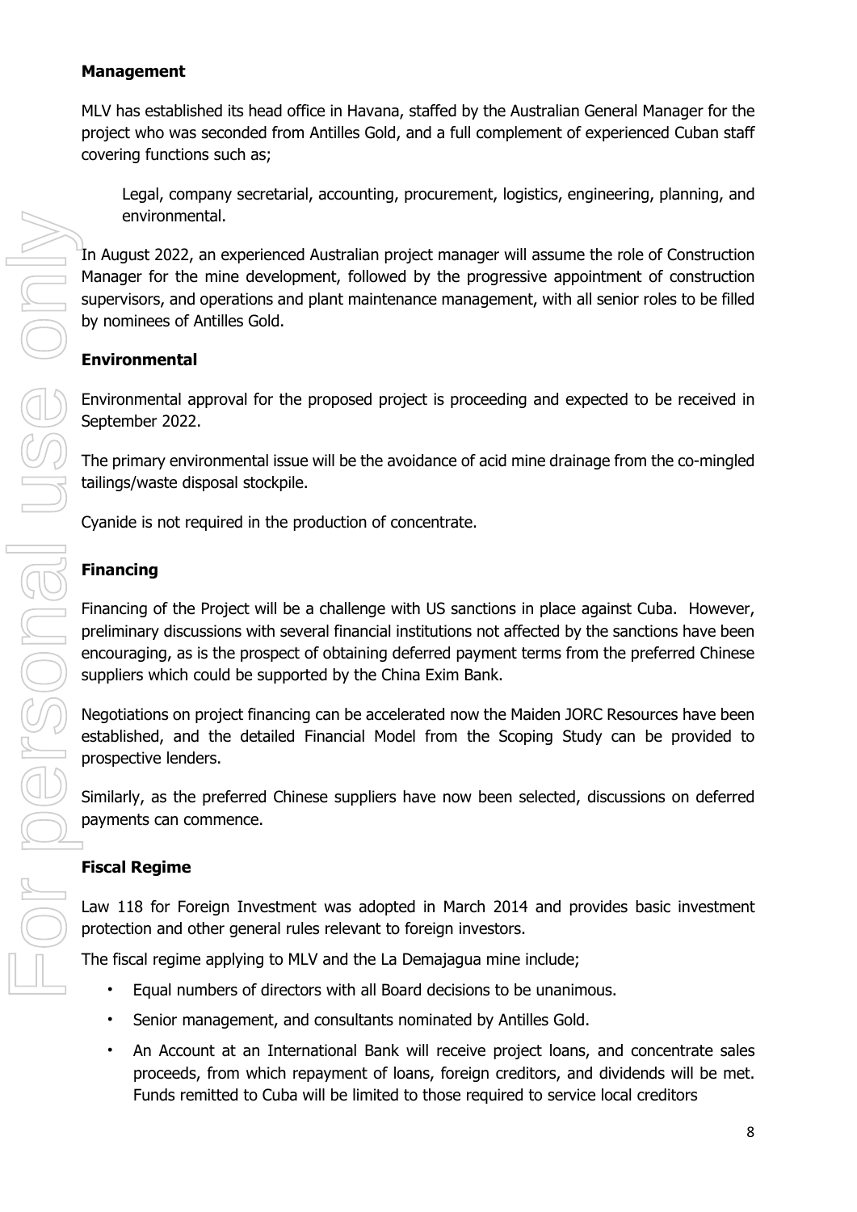**Management**

MLV has established its head office in Havana, staffed by the Australian General Manager for the project who was seconded from Antilles Gold, and a full complement of experienced Cuban staff covering functions such as;

> Legal, company secretarial, accounting, procurement, logistics, engineering, planning, and environmental.

In August 2022, an experienced Australian project manager will assume the role of Construction Manager for the mine development, followed by the progressive appointment of construction supervisors, and operations and plant maintenance management, with all senior roles to be filled by nominees of Antilles Gold.

**Environmental**

Environmental approval for the proposed project is proceeding and expected to be received in September 2022.

The primary environmental issue will be the avoidance of acid mine drainage from the co-mingled tailings/waste disposal stockpile.

Cyanide is not required in the production of concentrate.

**Financing**

Financing of the Project will be a challenge with US sanctions in place against Cuba. However, preliminary discussions with several financial institutions not affected by the sanctions have been encouraging, as is the prospect of obtaining deferred payment terms from the preferred Chinese suppliers which could be supported by the China Exim Bank.

Negotiations on project financing can be accelerated now the Maiden JORC Resources have been established, and the detailed Financial Model from the Scoping Study can be provided to prospective lenders.

Similarly, as the preferred Chinese suppliers have now been selected, discussions on deferred payments can commence.

**Fiscal Regime**

Law 118 for Foreign Investment was adopted in March 2014 and provides basic investment protection and other general rules relevant to foreign investors.

The fiscal regime applying to MLV and the La Demajagua mine include;

- Equal numbers of directors with all Board decisions to be unanimous.
- Senior management, and consultants nominated by Antilles Gold.
- An Account at an International Bank will receive project loans, and concentrate sales proceeds, from which repayment of loans, foreign creditors, and dividends will be met. Funds remitted to Cuba will be limited to those required to service local creditors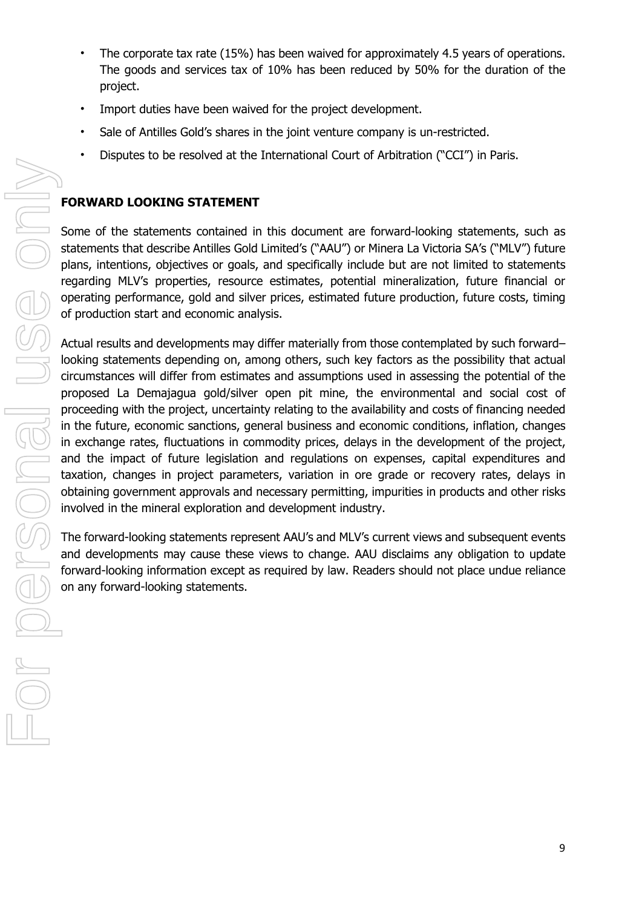- The corporate tax rate (15%) has been waived for approximately 4.5 years of operations. The goods and services tax of 10% has been reduced by 50% for the duration of the project.
- Import duties have been waived for the project development.
- Sale of Antilles Gold's shares in the joint venture company is un-restricted.
- Disputes to be resolved at the International Court of Arbitration ("CCI") in Paris.

**FORWARD LOOKING STATEMENT**

Some of the statements contained in this document are forward-looking statements, such as statements that describe Antilles Gold Limited's ("AAU") or Minera La Victoria SA's ("MLV") future plans, intentions, objectives or goals, and specifically include but are not limited to statements regarding MLV's properties, resource estimates, potential mineralization, future financial or operating performance, gold and silver prices, estimated future production, future costs, timing of production start and economic analysis.

Actual results and developments may differ materially from those contemplated by such forward–looking statements depending on, among others, such key factors as the possibility that actual circumstances will differ from estimates and assumptions used in assessing the potential of the proposed La Demajagua gold/silver open pit mine, the environmental and social cost of proceeding with the project, uncertainty relating to the availability and costs of financing needed in the future, economic sanctions, general business and economic conditions, inflation, changes in exchange rates, fluctuations in commodity prices, delays in the development of the project, and the impact of future legislation and regulations on expenses, capital expenditures and taxation, changes in project parameters, variation in ore grade or recovery rates, delays in obtaining government approvals and necessary permitting, impurities in products and other risks involved in the mineral exploration and development industry.

The forward-looking statements represent AAU's and MLV's current views and subsequent events and developments may cause these views to change. AAU disclaims any obligation to update forward-looking information except as required by law. Readers should not place undue reliance on any forward-looking statements.